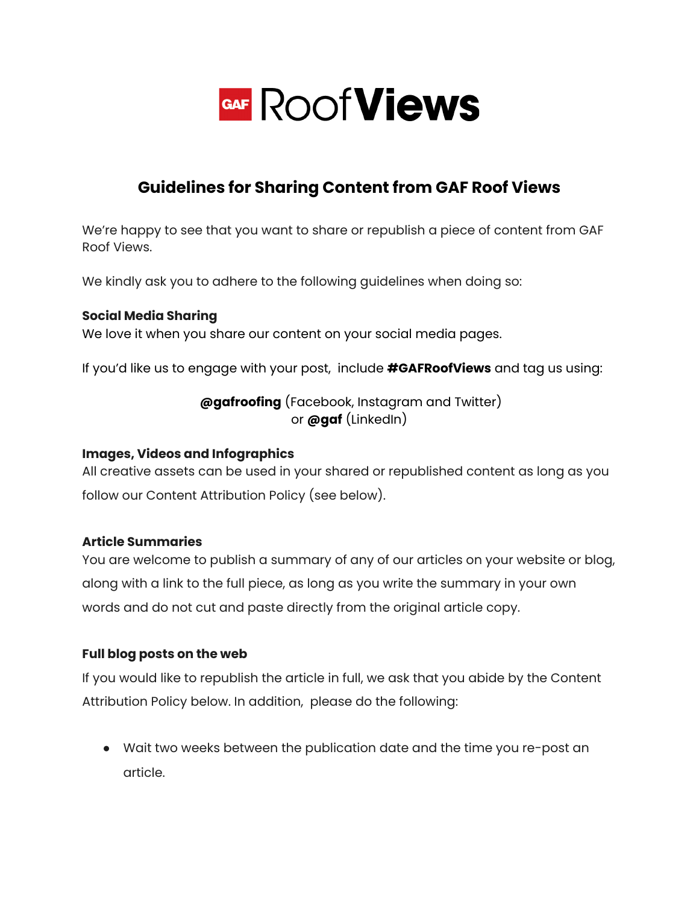# GAF RoofViews

## Guidelines for Sharing Content from GAF Roof Views

We're happy to see that you want to share or republish a piece of content from GAF Roof Views.

We kindly ask you to adhere to the following guidelines when doing so:

**Social Media Sharing**
We love it when you share our content on your social media pages.

If you'd like us to engage with your post, include **#GAFRoofViews** and tag us using:

**@gafroofing** (Facebook, Instagram and Twitter)
or **@gaf** (LinkedIn)

**Images, Videos and Infographics**
All creative assets can be used in your shared or republished content as long as you follow our Content Attribution Policy (see below).

**Article Summaries**
You are welcome to publish a summary of any of our articles on your website or blog, along with a link to the full piece, as long as you write the summary in your own words and do not cut and paste directly from the original article copy.

**Full blog posts on the web**
If you would like to republish the article in full, we ask that you abide by the Content Attribution Policy below. In addition, please do the following:

- Wait two weeks between the publication date and the time you re-post an article.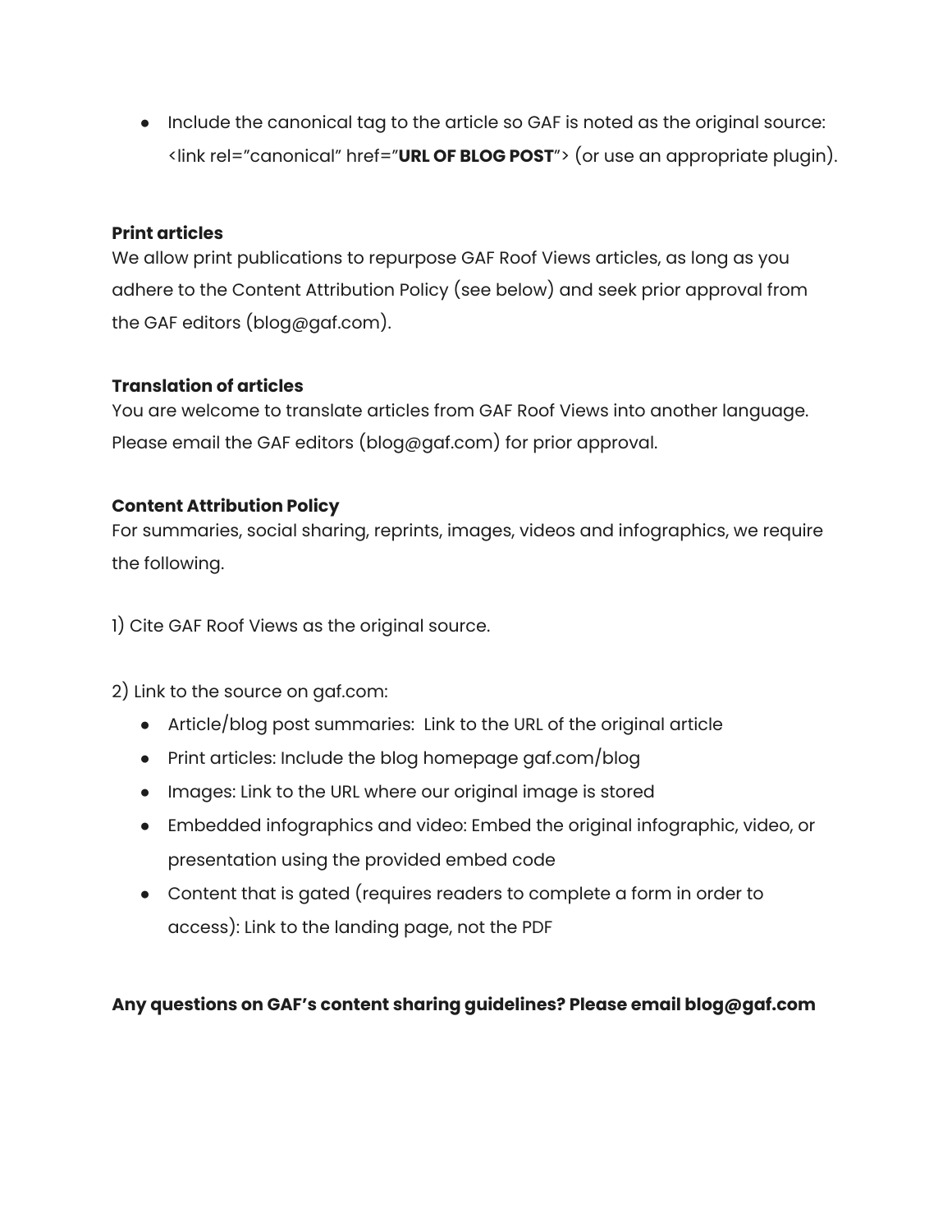- Include the canonical tag to the article so GAF is noted as the original source: <link rel="canonical" href="**URL OF BLOG POST**"> (or use an appropriate plugin).

**Print articles**
We allow print publications to repurpose GAF Roof Views articles, as long as you adhere to the Content Attribution Policy (see below) and seek prior approval from the GAF editors (blog@gaf.com).

**Translation of articles**
You are welcome to translate articles from GAF Roof Views into another language. Please email the GAF editors (blog@gaf.com) for prior approval.

**Content Attribution Policy**
For summaries, social sharing, reprints, images, videos and infographics, we require the following.

1) Cite GAF Roof Views as the original source.

2) Link to the source on gaf.com:

- Article/blog post summaries: Link to the URL of the original article
- Print articles: Include the blog homepage gaf.com/blog
- Images: Link to the URL where our original image is stored
- Embedded infographics and video: Embed the original infographic, video, or presentation using the provided embed code
- Content that is gated (requires readers to complete a form in order to access): Link to the landing page, not the PDF

**Any questions on GAF's content sharing guidelines? Please email blog@gaf.com**